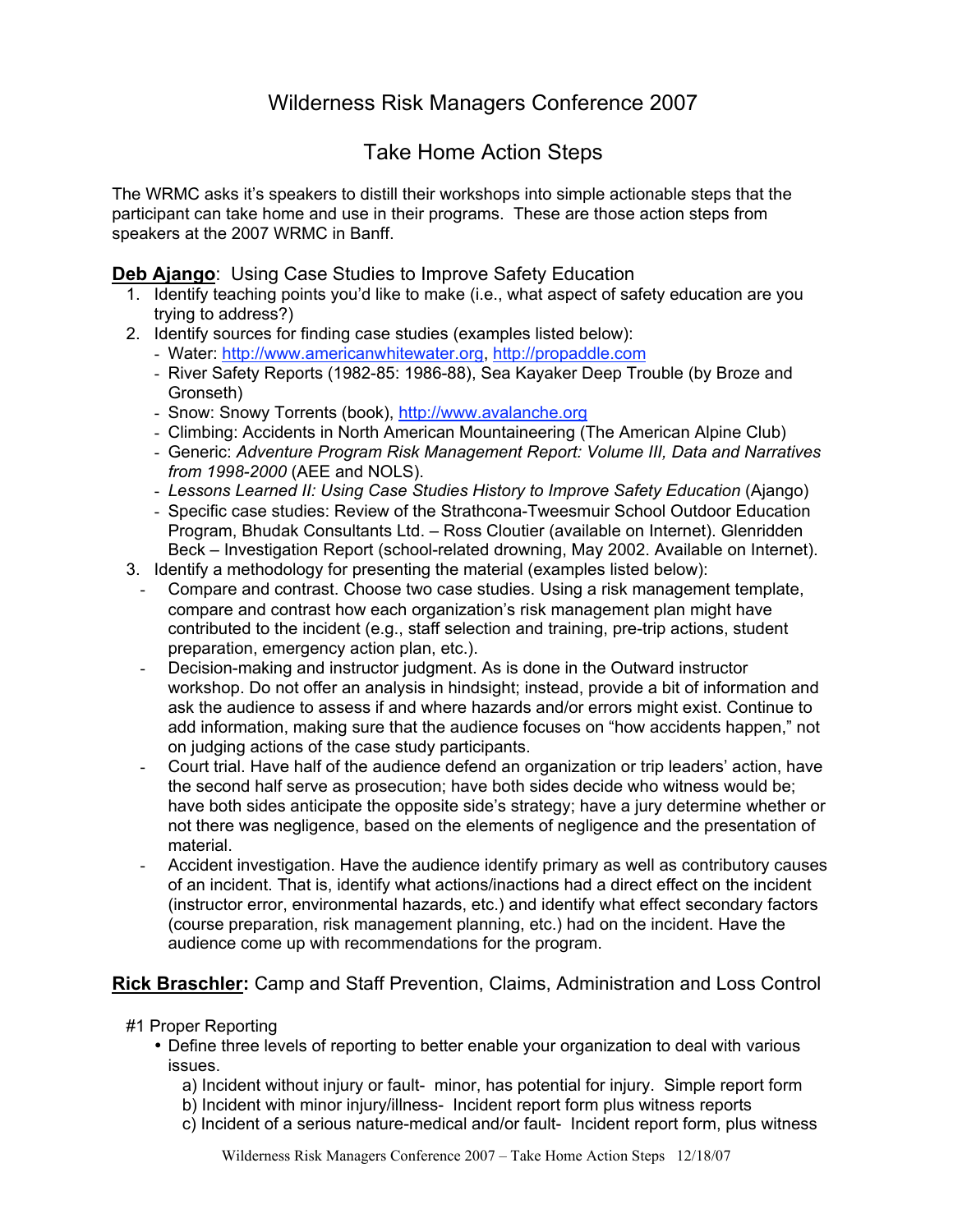# Wilderness Risk Managers Conference 2007

## Take Home Action Steps

The WRMC asks it's speakers to distill their workshops into simple actionable steps that the participant can take home and use in their programs. These are those action steps from speakers at the 2007 WRMC in Banff.

### **Deb Ajango**: Using Case Studies to Improve Safety Education

1. Identify teaching points you'd like to make (i.e., what aspect of safety education are you trying to address?)
2. Identify sources for finding case studies (examples listed below):
   - Water: http://www.americanwhitewater.org, http://propaddle.com
   - River Safety Reports (1982-85: 1986-88), Sea Kayaker Deep Trouble (by Broze and Gronseth)
   - Snow: Snowy Torrents (book), http://www.avalanche.org
   - Climbing: Accidents in North American Mountaineering (The American Alpine Club)
   - Generic: *Adventure Program Risk Management Report: Volume III, Data and Narratives from 1998-2000* (AEE and NOLS).
   - *Lessons Learned II: Using Case Studies History to Improve Safety Education* (Ajango)
   - Specific case studies: Review of the Strathcona-Tweesmuir School Outdoor Education Program, Bhudak Consultants Ltd. – Ross Cloutier (available on Internet). Glenridden Beck – Investigation Report (school-related drowning, May 2002. Available on Internet).
3. Identify a methodology for presenting the material (examples listed below):
   - Compare and contrast. Choose two case studies. Using a risk management template, compare and contrast how each organization's risk management plan might have contributed to the incident (e.g., staff selection and training, pre-trip actions, student preparation, emergency action plan, etc.).
   - Decision-making and instructor judgment. As is done in the Outward instructor workshop. Do not offer an analysis in hindsight; instead, provide a bit of information and ask the audience to assess if and where hazards and/or errors might exist. Continue to add information, making sure that the audience focuses on "how accidents happen," not on judging actions of the case study participants.
   - Court trial. Have half of the audience defend an organization or trip leaders' action, have the second half serve as prosecution; have both sides decide who witness would be; have both sides anticipate the opposite side's strategy; have a jury determine whether or not there was negligence, based on the elements of negligence and the presentation of material.
   - Accident investigation. Have the audience identify primary as well as contributory causes of an incident. That is, identify what actions/inactions had a direct effect on the incident (instructor error, environmental hazards, etc.) and identify what effect secondary factors (course preparation, risk management planning, etc.) had on the incident. Have the audience come up with recommendations for the program.

### **Rick Braschler:** Camp and Staff Prevention, Claims, Administration and Loss Control

#1 Proper Reporting

- Define three levels of reporting to better enable your organization to deal with various issues.
  - a) Incident without injury or fault- minor, has potential for injury. Simple report form
  - b) Incident with minor injury/illness- Incident report form plus witness reports
  - c) Incident of a serious nature-medical and/or fault- Incident report form, plus witness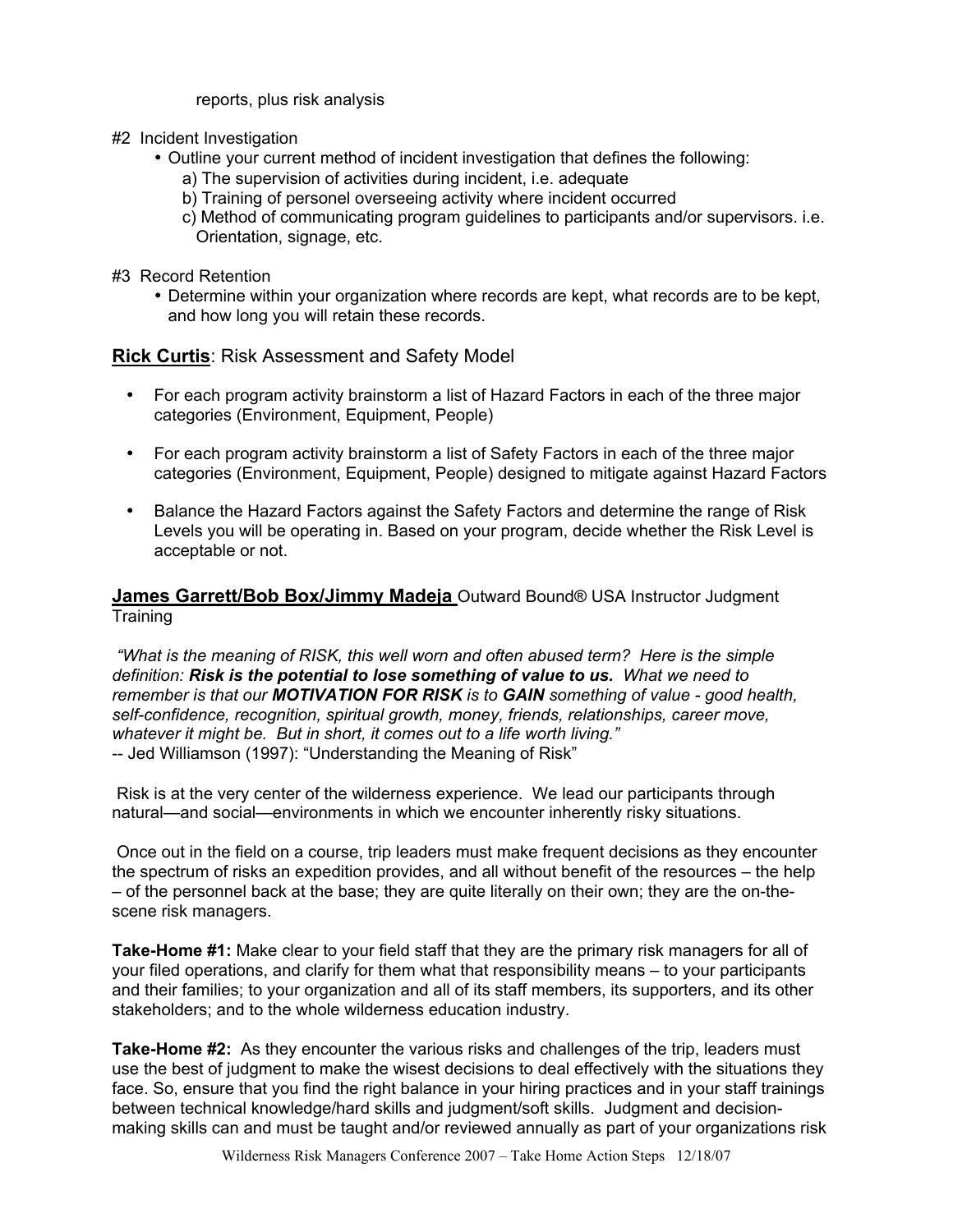reports, plus risk analysis

#2 Incident Investigation

- Outline your current method of incident investigation that defines the following:
  - a) The supervision of activities during incident, i.e. adequate
  - b) Training of personel overseeing activity where incident occurred
  - c) Method of communicating program guidelines to participants and/or supervisors. i.e. Orientation, signage, etc.

#3 Record Retention

- Determine within your organization where records are kept, what records are to be kept, and how long you will retain these records.

**Rick Curtis**: Risk Assessment and Safety Model

- For each program activity brainstorm a list of Hazard Factors in each of the three major categories (Environment, Equipment, People)
- For each program activity brainstorm a list of Safety Factors in each of the three major categories (Environment, Equipment, People) designed to mitigate against Hazard Factors
- Balance the Hazard Factors against the Safety Factors and determine the range of Risk Levels you will be operating in. Based on your program, decide whether the Risk Level is acceptable or not.

**James Garrett/Bob Box/Jimmy Madeja** Outward Bound® USA Instructor Judgment Training

*"What is the meaning of RISK, this well worn and often abused term? Here is the simple definition: **Risk is the potential to lose something of value to us.** What we need to remember is that our **MOTIVATION FOR RISK** is to **GAIN** something of value - good health, self-confidence, recognition, spiritual growth, money, friends, relationships, career move, whatever it might be. But in short, it comes out to a life worth living."*
-- Jed Williamson (1997): "Understanding the Meaning of Risk"

Risk is at the very center of the wilderness experience. We lead our participants through natural—and social—environments in which we encounter inherently risky situations.

Once out in the field on a course, trip leaders must make frequent decisions as they encounter the spectrum of risks an expedition provides, and all without benefit of the resources – the help – of the personnel back at the base; they are quite literally on their own; they are the on-the-scene risk managers.

**Take-Home #1:** Make clear to your field staff that they are the primary risk managers for all of your filed operations, and clarify for them what that responsibility means – to your participants and their families; to your organization and all of its staff members, its supporters, and its other stakeholders; and to the whole wilderness education industry.

**Take-Home #2:** As they encounter the various risks and challenges of the trip, leaders must use the best of judgment to make the wisest decisions to deal effectively with the situations they face. So, ensure that you find the right balance in your hiring practices and in your staff trainings between technical knowledge/hard skills and judgment/soft skills. Judgment and decision-making skills can and must be taught and/or reviewed annually as part of your organizations risk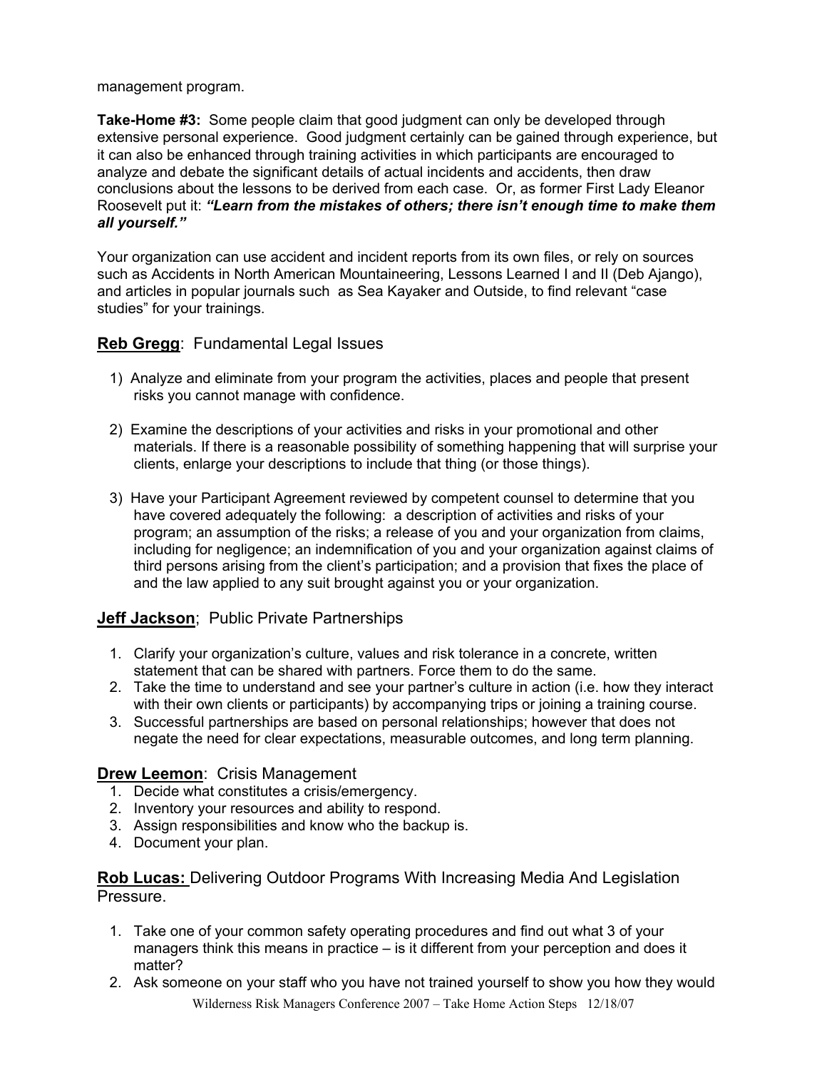management program.

**Take-Home #3:** Some people claim that good judgment can only be developed through extensive personal experience. Good judgment certainly can be gained through experience, but it can also be enhanced through training activities in which participants are encouraged to analyze and debate the significant details of actual incidents and accidents, then draw conclusions about the lessons to be derived from each case. Or, as former First Lady Eleanor Roosevelt put it: ***"Learn from the mistakes of others; there isn't enough time to make them all yourself."***

Your organization can use accident and incident reports from its own files, or rely on sources such as Accidents in North American Mountaineering, Lessons Learned I and II (Deb Ajango), and articles in popular journals such as Sea Kayaker and Outside, to find relevant "case studies" for your trainings.

## **Reb Gregg**: Fundamental Legal Issues

1) Analyze and eliminate from your program the activities, places and people that present risks you cannot manage with confidence.

2) Examine the descriptions of your activities and risks in your promotional and other materials. If there is a reasonable possibility of something happening that will surprise your clients, enlarge your descriptions to include that thing (or those things).

3) Have your Participant Agreement reviewed by competent counsel to determine that you have covered adequately the following: a description of activities and risks of your program; an assumption of the risks; a release of you and your organization from claims, including for negligence; an indemnification of you and your organization against claims of third persons arising from the client's participation; and a provision that fixes the place of and the law applied to any suit brought against you or your organization.

## **Jeff Jackson**; Public Private Partnerships

1. Clarify your organization's culture, values and risk tolerance in a concrete, written statement that can be shared with partners. Force them to do the same.
2. Take the time to understand and see your partner's culture in action (i.e. how they interact with their own clients or participants) by accompanying trips or joining a training course.
3. Successful partnerships are based on personal relationships; however that does not negate the need for clear expectations, measurable outcomes, and long term planning.

## **Drew Leemon**: Crisis Management

1. Decide what constitutes a crisis/emergency.
2. Inventory your resources and ability to respond.
3. Assign responsibilities and know who the backup is.
4. Document your plan.

## **Rob Lucas:** Delivering Outdoor Programs With Increasing Media And Legislation Pressure.

1. Take one of your common safety operating procedures and find out what 3 of your managers think this means in practice – is it different from your perception and does it matter?
2. Ask someone on your staff who you have not trained yourself to show you how they would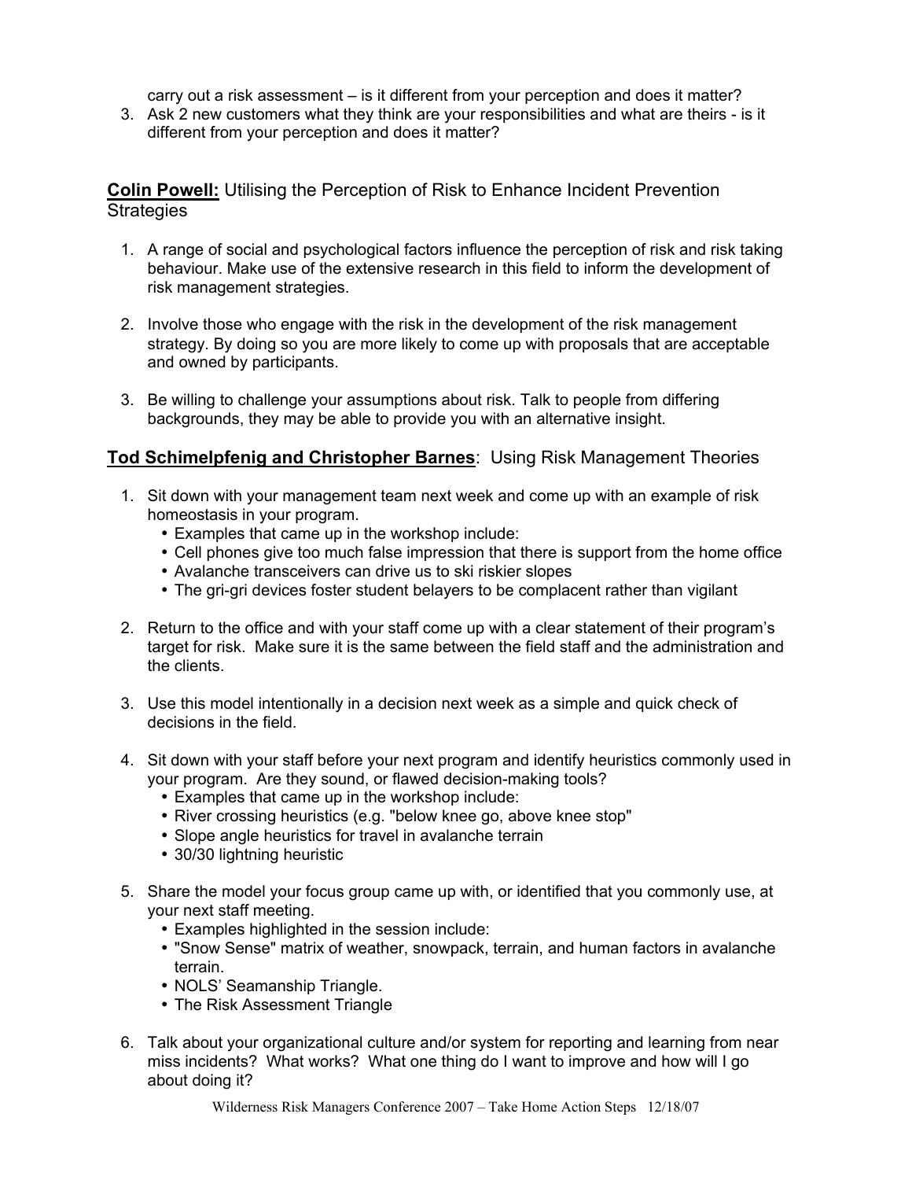carry out a risk assessment – is it different from your perception and does it matter?

3. Ask 2 new customers what they think are your responsibilities and what are theirs - is it different from your perception and does it matter?

**Colin Powell:** Utilising the Perception of Risk to Enhance Incident Prevention Strategies

1. A range of social and psychological factors influence the perception of risk and risk taking behaviour. Make use of the extensive research in this field to inform the development of risk management strategies.

2. Involve those who engage with the risk in the development of the risk management strategy. By doing so you are more likely to come up with proposals that are acceptable and owned by participants.

3. Be willing to challenge your assumptions about risk. Talk to people from differing backgrounds, they may be able to provide you with an alternative insight.

**Tod Schimelpfenig and Christopher Barnes**: Using Risk Management Theories

1. Sit down with your management team next week and come up with an example of risk homeostasis in your program.
   - Examples that came up in the workshop include:
   - Cell phones give too much false impression that there is support from the home office
   - Avalanche transceivers can drive us to ski riskier slopes
   - The gri-gri devices foster student belayers to be complacent rather than vigilant

2. Return to the office and with your staff come up with a clear statement of their program's target for risk. Make sure it is the same between the field staff and the administration and the clients.

3. Use this model intentionally in a decision next week as a simple and quick check of decisions in the field.

4. Sit down with your staff before your next program and identify heuristics commonly used in your program. Are they sound, or flawed decision-making tools?
   - Examples that came up in the workshop include:
   - River crossing heuristics (e.g. "below knee go, above knee stop"
   - Slope angle heuristics for travel in avalanche terrain
   - 30/30 lightning heuristic

5. Share the model your focus group came up with, or identified that you commonly use, at your next staff meeting.
   - Examples highlighted in the session include:
   - "Snow Sense" matrix of weather, snowpack, terrain, and human factors in avalanche terrain.
   - NOLS' Seamanship Triangle.
   - The Risk Assessment Triangle

6. Talk about your organizational culture and/or system for reporting and learning from near miss incidents? What works? What one thing do I want to improve and how will I go about doing it?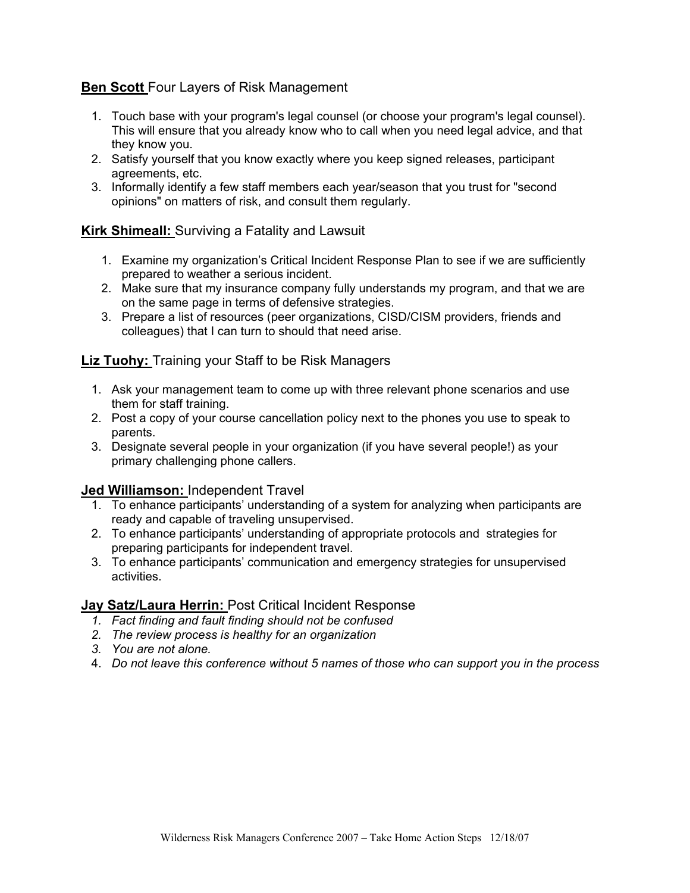**Ben Scott** Four Layers of Risk Management

1. Touch base with your program's legal counsel (or choose your program's legal counsel). This will ensure that you already know who to call when you need legal advice, and that they know you.
2. Satisfy yourself that you know exactly where you keep signed releases, participant agreements, etc.
3. Informally identify a few staff members each year/season that you trust for "second opinions" on matters of risk, and consult them regularly.

**Kirk Shimeall:** Surviving a Fatality and Lawsuit

1. Examine my organization's Critical Incident Response Plan to see if we are sufficiently prepared to weather a serious incident.
2. Make sure that my insurance company fully understands my program, and that we are on the same page in terms of defensive strategies.
3. Prepare a list of resources (peer organizations, CISD/CISM providers, friends and colleagues) that I can turn to should that need arise.

**Liz Tuohy:** Training your Staff to be Risk Managers

1. Ask your management team to come up with three relevant phone scenarios and use them for staff training.
2. Post a copy of your course cancellation policy next to the phones you use to speak to parents.
3. Designate several people in your organization (if you have several people!) as your primary challenging phone callers.

**Jed Williamson:** Independent Travel

1. To enhance participants' understanding of a system for analyzing when participants are ready and capable of traveling unsupervised.
2. To enhance participants' understanding of appropriate protocols and strategies for preparing participants for independent travel.
3. To enhance participants' communication and emergency strategies for unsupervised activities.

**Jay Satz/Laura Herrin:** Post Critical Incident Response

1. *Fact finding and fault finding should not be confused*
2. *The review process is healthy for an organization*
3. *You are not alone.*
4. *Do not leave this conference without 5 names of those who can support you in the process*

Wilderness Risk Managers Conference 2007 – Take Home Action Steps 12/18/07